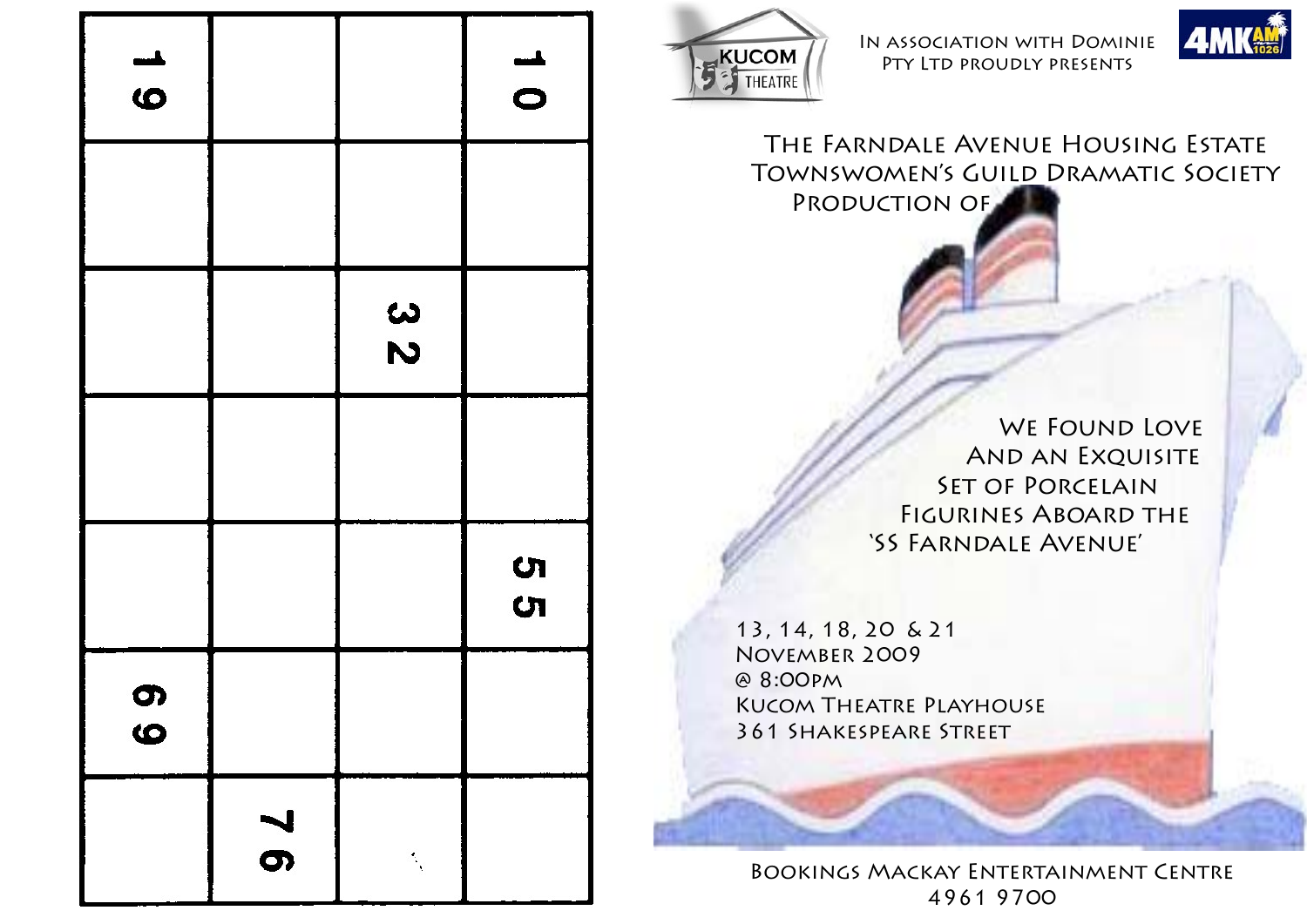| 19 | | | 10 |
|---|---|---|---|
| | | | |
| | | 32 | |
| | | | |
| | | | 55 |
| 69 | | | |
| | 76 | | |

KUCOM THEATRE

In association with Dominie Pty Ltd proudly presents

4MK AM 1026

The Farndale Avenue Housing Estate Townswomen's Guild Dramatic Society Production of

# We Found Love And an Exquisite Set of Porcelain Figurines Aboard the 'SS Farndale Avenue'

13, 14, 18, 20 & 21 November 2009
@ 8:00pm
Kucom Theatre Playhouse
361 Shakespeare Street

Bookings Mackay Entertainment Centre
4961 9700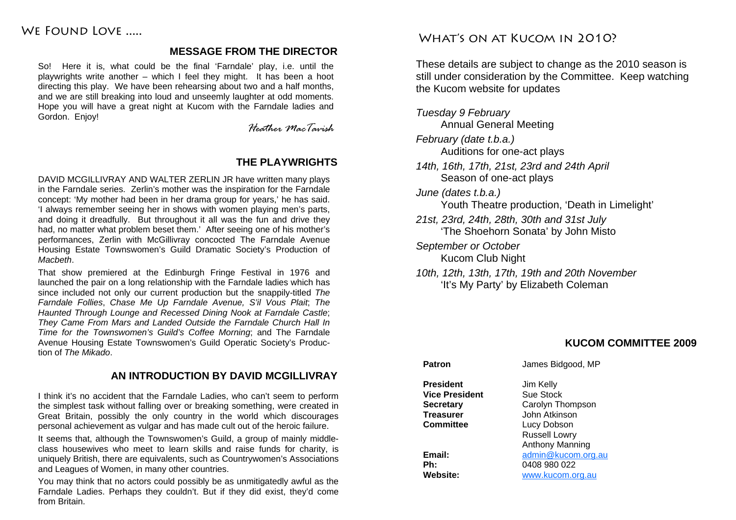# We Found Love .....

## MESSAGE FROM THE DIRECTOR

So! Here it is, what could be the final 'Farndale' play, i.e. until the playwrights write another – which I feel they might. It has been a hoot directing this play. We have been rehearsing about two and a half months, and we are still breaking into loud and unseemly laughter at odd moments. Hope you will have a great night at Kucom with the Farndale ladies and Gordon. Enjoy!

*Heather MacTavish*

## THE PLAYWRIGHTS

DAVID MCGILLIVRAY AND WALTER ZERLIN JR have written many plays in the Farndale series. Zerlin's mother was the inspiration for the Farndale concept: 'My mother had been in her drama group for years,' he has said. 'I always remember seeing her in shows with women playing men's parts, and doing it dreadfully. But throughout it all was the fun and drive they had, no matter what problem beset them.' After seeing one of his mother's performances, Zerlin with McGillivray concocted The Farndale Avenue Housing Estate Townswomen's Guild Dramatic Society's Production of *Macbeth*.

That show premiered at the Edinburgh Fringe Festival in 1976 and launched the pair on a long relationship with the Farndale ladies which has since included not only our current production but the snappily-titled *The Farndale Follies*, *Chase Me Up Farndale Avenue, S'il Vous Plait*; *The Haunted Through Lounge and Recessed Dining Nook at Farndale Castle*; *They Came From Mars and Landed Outside the Farndale Church Hall In Time for the Townswomen's Guild's Coffee Morning*; and The Farndale Avenue Housing Estate Townswomen's Guild Operatic Society's Production of *The Mikado*.

## AN INTRODUCTION BY DAVID MCGILLIVRAY

I think it's no accident that the Farndale Ladies, who can't seem to perform the simplest task without falling over or breaking something, were created in Great Britain, possibly the only country in the world which discourages personal achievement as vulgar and has made cult out of the heroic failure.

It seems that, although the Townswomen's Guild, a group of mainly middle-class housewives who meet to learn skills and raise funds for charity, is uniquely British, there are equivalents, such as Countrywomen's Associations and Leagues of Women, in many other countries.

You may think that no actors could possibly be as unmitigatedly awful as the Farndale Ladies. Perhaps they couldn't. But if they did exist, they'd come from Britain.

# What's on at Kucom in 2010?

These details are subject to change as the 2010 season is still under consideration by the Committee. Keep watching the Kucom website for updates

*Tuesday 9 February*
Annual General Meeting

*February (date t.b.a.)*
Auditions for one-act plays

*14th, 16th, 17th, 21st, 23rd and 24th April*
Season of one-act plays

*June (dates t.b.a.)*
Youth Theatre production, 'Death in Limelight'

*21st, 23rd, 24th, 28th, 30th and 31st July*
'The Shoehorn Sonata' by John Misto

*September or October*
Kucom Club Night

*10th, 12th, 13th, 17th, 19th and 20th November*
'It's My Party' by Elizabeth Coleman

## KUCOM COMMITTEE 2009

**Patron** James Bidgood, MP

**President** Jim Kelly
**Vice President** Sue Stock
**Secretary** Carolyn Thompson
**Treasurer** John Atkinson
**Committee** Lucy Dobson
Russell Lowry
Anthony Manning

**Email:** admin@kucom.org.au
**Ph:** 0408 980 022
**Website:** www.kucom.org.au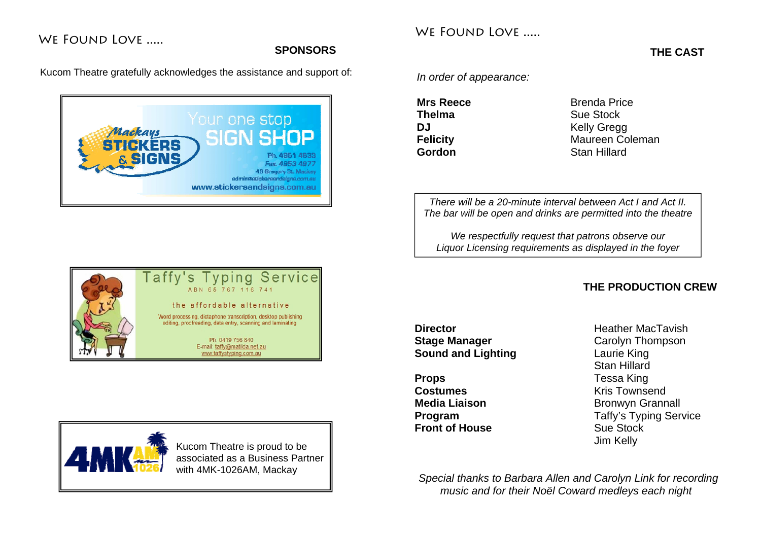## We Found Love .....

### SPONSORS

Kucom Theatre gratefully acknowledges the assistance and support of:

Mackays STICKERS & SIGNS

Your one stop SIGN SHOP

Ph. 4951 4633
Fax. 4953 4977
43 Gregory St. Mackay
admin@stickersandsigns.com.au
www.stickersandsigns.com.au

Taffy's Typing Service

ABN 65 767 116 741

the affordable alternative

Word processing, dictaphone transcription, desktop publishing editing, proofreading, data entry, scanning and laminating

Ph. 0419 756 840
E-mail: taffy@matilda.net.au
www.taffystyping.com.au

4MK AM 1026

Kucom Theatre is proud to be associated as a Business Partner with 4MK-1026AM, Mackay

## We Found Love .....

### THE CAST

*In order of appearance:*

| | |
|---|---|
| **Mrs Reece** | Brenda Price |
| **Thelma** | Sue Stock |
| **DJ** | Kelly Gregg |
| **Felicity** | Maureen Coleman |
| **Gordon** | Stan Hillard |

*There will be a 20-minute interval between Act I and Act II.*
*The bar will be open and drinks are permitted into the theatre*

*We respectfully request that patrons observe our*
*Liquor Licensing requirements as displayed in the foyer*

### THE PRODUCTION CREW

| | |
|---|---|
| **Director** | Heather MacTavish |
| **Stage Manager** | Carolyn Thompson |
| **Sound and Lighting** | Laurie King<br>Stan Hillard |
| **Props** | Tessa King |
| **Costumes** | Kris Townsend |
| **Media Liaison** | Bronwyn Grannall |
| **Program** | Taffy's Typing Service |
| **Front of House** | Sue Stock<br>Jim Kelly |

*Special thanks to Barbara Allen and Carolyn Link for recording music and for their Noël Coward medleys each night*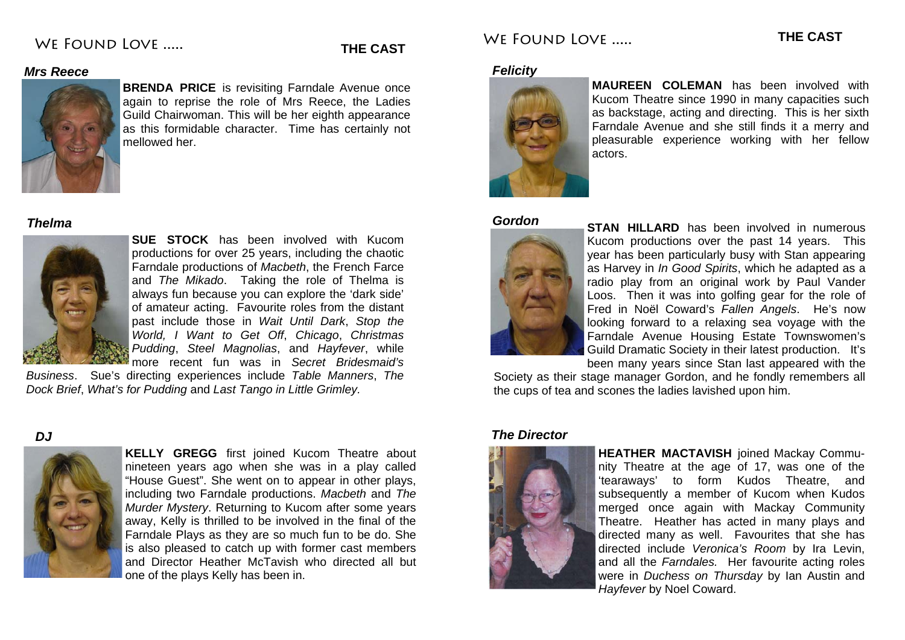## We Found Love ..... THE CAST

### *Mrs Reece*

**BRENDA PRICE** is revisiting Farndale Avenue once again to reprise the role of Mrs Reece, the Ladies Guild Chairwoman. This will be her eighth appearance as this formidable character. Time has certainly not mellowed her.

### *Thelma*

**SUE STOCK** has been involved with Kucom productions for over 25 years, including the chaotic Farndale productions of *Macbeth*, the French Farce and *The Mikado*. Taking the role of Thelma is always fun because you can explore the 'dark side' of amateur acting. Favourite roles from the distant past include those in *Wait Until Dark*, *Stop the World, I Want to Get Off*, *Chicago*, *Christmas Pudding*, *Steel Magnolias*, and *Hayfever*, while more recent fun was in *Secret Bridesmaid's Business*. Sue's directing experiences include *Table Manners*, *The Dock Brief*, *What's for Pudding* and *Last Tango in Little Grimley.*

### *DJ*

**KELLY GREGG** first joined Kucom Theatre about nineteen years ago when she was in a play called "House Guest". She went on to appear in other plays, including two Farndale productions. *Macbeth* and *The Murder Mystery*. Returning to Kucom after some years away, Kelly is thrilled to be involved in the final of the Farndale Plays as they are so much fun to be do. She is also pleased to catch up with former cast members and Director Heather McTavish who directed all but one of the plays Kelly has been in.

## We Found Love ..... THE CAST

### *Felicity*

**MAUREEN COLEMAN** has been involved with Kucom Theatre since 1990 in many capacities such as backstage, acting and directing. This is her sixth Farndale Avenue and she still finds it a merry and pleasurable experience working with her fellow actors.

### *Gordon*

**STAN HILLARD** has been involved in numerous Kucom productions over the past 14 years. This year has been particularly busy with Stan appearing as Harvey in *In Good Spirits*, which he adapted as a radio play from an original work by Paul Vander Loos. Then it was into golfing gear for the role of Fred in Noël Coward's *Fallen Angels*. He's now looking forward to a relaxing sea voyage with the Farndale Avenue Housing Estate Townswomen's Guild Dramatic Society in their latest production. It's been many years since Stan last appeared with the Society as their stage manager Gordon, and he fondly remembers all the cups of tea and scones the ladies lavished upon him.

### *The Director*

**HEATHER MACTAVISH** joined Mackay Community Theatre at the age of 17, was one of the 'tearaways' to form Kudos Theatre, and subsequently a member of Kucom when Kudos merged once again with Mackay Community Theatre. Heather has acted in many plays and directed many as well. Favourites that she has directed include *Veronica's Room* by Ira Levin, and all the *Farndales.* Her favourite acting roles were in *Duchess on Thursday* by Ian Austin and *Hayfever* by Noel Coward.